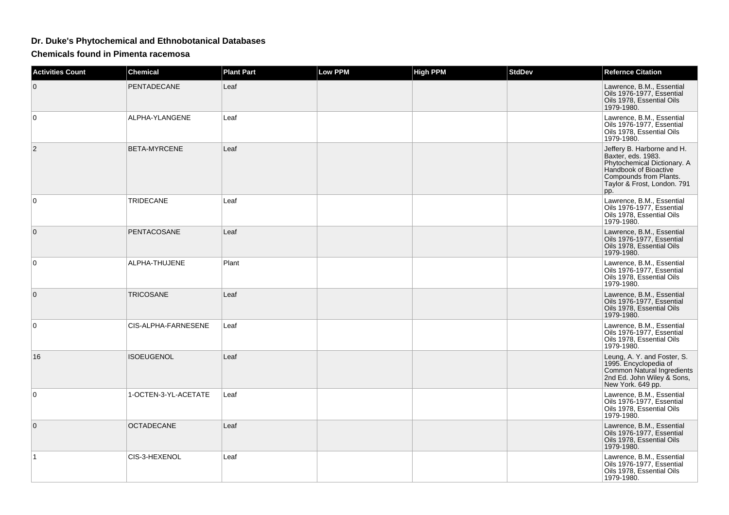# Dr. Duke's Phytochemical and Ethnobotanical Databases

## Chemicals found in Pimenta racemosa

| Activities Count | Chemical | Plant Part | Low PPM | High PPM | StdDev | Refernce Citation |
|---|---|---|---|---|---|---|
| 0 | PENTADECANE | Leaf | | | | Lawrence, B.M., Essential Oils 1976-1977, Essential Oils 1978, Essential Oils 1979-1980. |
| 0 | ALPHA-YLANGENE | Leaf | | | | Lawrence, B.M., Essential Oils 1976-1977, Essential Oils 1978, Essential Oils 1979-1980. |
| 2 | BETA-MYRCENE | Leaf | | | | Jeffery B. Harborne and H. Baxter, eds. 1983. Phytochemical Dictionary. A Handbook of Bioactive Compounds from Plants. Taylor & Frost, London. 791 pp. |
| 0 | TRIDECANE | Leaf | | | | Lawrence, B.M., Essential Oils 1976-1977, Essential Oils 1978, Essential Oils 1979-1980. |
| 0 | PENTACOSANE | Leaf | | | | Lawrence, B.M., Essential Oils 1976-1977, Essential Oils 1978, Essential Oils 1979-1980. |
| 0 | ALPHA-THUJENE | Plant | | | | Lawrence, B.M., Essential Oils 1976-1977, Essential Oils 1978, Essential Oils 1979-1980. |
| 0 | TRICOSANE | Leaf | | | | Lawrence, B.M., Essential Oils 1976-1977, Essential Oils 1978, Essential Oils 1979-1980. |
| 0 | CIS-ALPHA-FARNESENE | Leaf | | | | Lawrence, B.M., Essential Oils 1976-1977, Essential Oils 1978, Essential Oils 1979-1980. |
| 16 | ISOEUGENOL | Leaf | | | | Leung, A. Y. and Foster, S. 1995. Encyclopedia of Common Natural Ingredients 2nd Ed. John Wiley & Sons, New York. 649 pp. |
| 0 | 1-OCTEN-3-YL-ACETATE | Leaf | | | | Lawrence, B.M., Essential Oils 1976-1977, Essential Oils 1978, Essential Oils 1979-1980. |
| 0 | OCTADECANE | Leaf | | | | Lawrence, B.M., Essential Oils 1976-1977, Essential Oils 1978, Essential Oils 1979-1980. |
| 1 | CIS-3-HEXENOL | Leaf | | | | Lawrence, B.M., Essential Oils 1976-1977, Essential Oils 1978, Essential Oils 1979-1980. |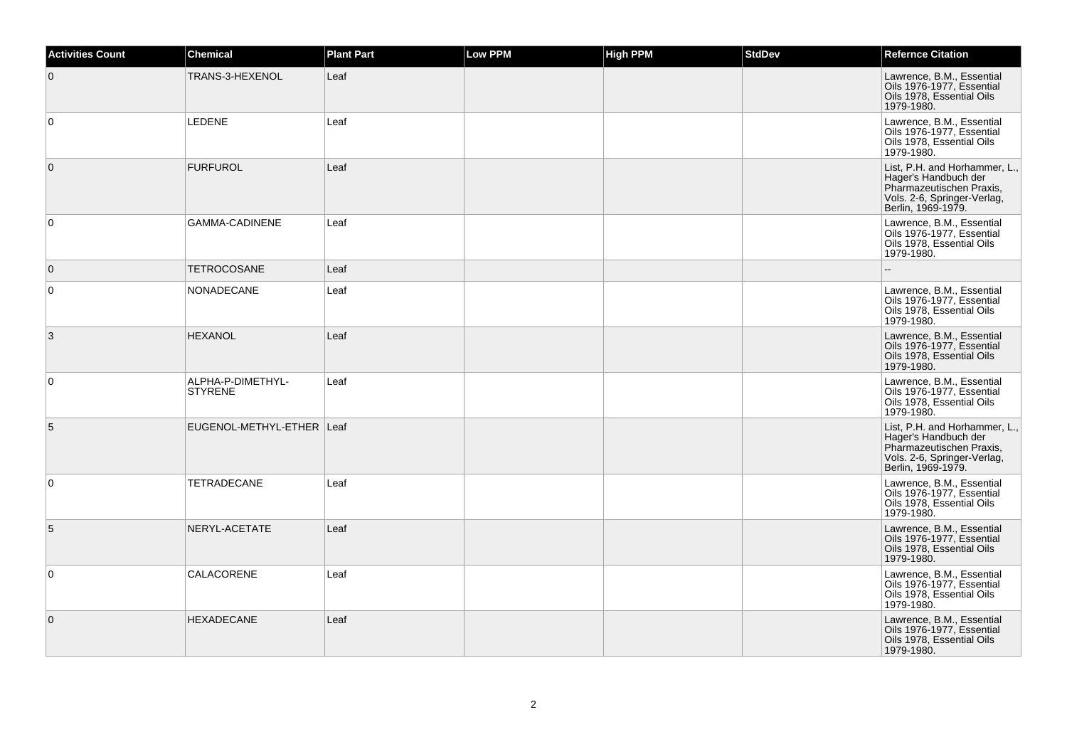| Activities Count | Chemical | Plant Part | Low PPM | High PPM | StdDev | Refernce Citation |
|---|---|---|---|---|---|---|
| 0 | TRANS-3-HEXENOL | Leaf | | | | Lawrence, B.M., Essential Oils 1976-1977, Essential Oils 1978, Essential Oils 1979-1980. |
| 0 | LEDENE | Leaf | | | | Lawrence, B.M., Essential Oils 1976-1977, Essential Oils 1978, Essential Oils 1979-1980. |
| 0 | FURFUROL | Leaf | | | | List, P.H. and Horhammer, L., Hager's Handbuch der Pharmazeutischen Praxis, Vols. 2-6, Springer-Verlag, Berlin, 1969-1979. |
| 0 | GAMMA-CADINENE | Leaf | | | | Lawrence, B.M., Essential Oils 1976-1977, Essential Oils 1978, Essential Oils 1979-1980. |
| 0 | TETROCOSANE | Leaf | | | | -- |
| 0 | NONADECANE | Leaf | | | | Lawrence, B.M., Essential Oils 1976-1977, Essential Oils 1978, Essential Oils 1979-1980. |
| 3 | HEXANOL | Leaf | | | | Lawrence, B.M., Essential Oils 1976-1977, Essential Oils 1978, Essential Oils 1979-1980. |
| 0 | ALPHA-P-DIMETHYL-STYRENE | Leaf | | | | Lawrence, B.M., Essential Oils 1976-1977, Essential Oils 1978, Essential Oils 1979-1980. |
| 5 | EUGENOL-METHYL-ETHER | Leaf | | | | List, P.H. and Horhammer, L., Hager's Handbuch der Pharmazeutischen Praxis, Vols. 2-6, Springer-Verlag, Berlin, 1969-1979. |
| 0 | TETRADECANE | Leaf | | | | Lawrence, B.M., Essential Oils 1976-1977, Essential Oils 1978, Essential Oils 1979-1980. |
| 5 | NERYL-ACETATE | Leaf | | | | Lawrence, B.M., Essential Oils 1976-1977, Essential Oils 1978, Essential Oils 1979-1980. |
| 0 | CALACORENE | Leaf | | | | Lawrence, B.M., Essential Oils 1976-1977, Essential Oils 1978, Essential Oils 1979-1980. |
| 0 | HEXADECANE | Leaf | | | | Lawrence, B.M., Essential Oils 1976-1977, Essential Oils 1978, Essential Oils 1979-1980. |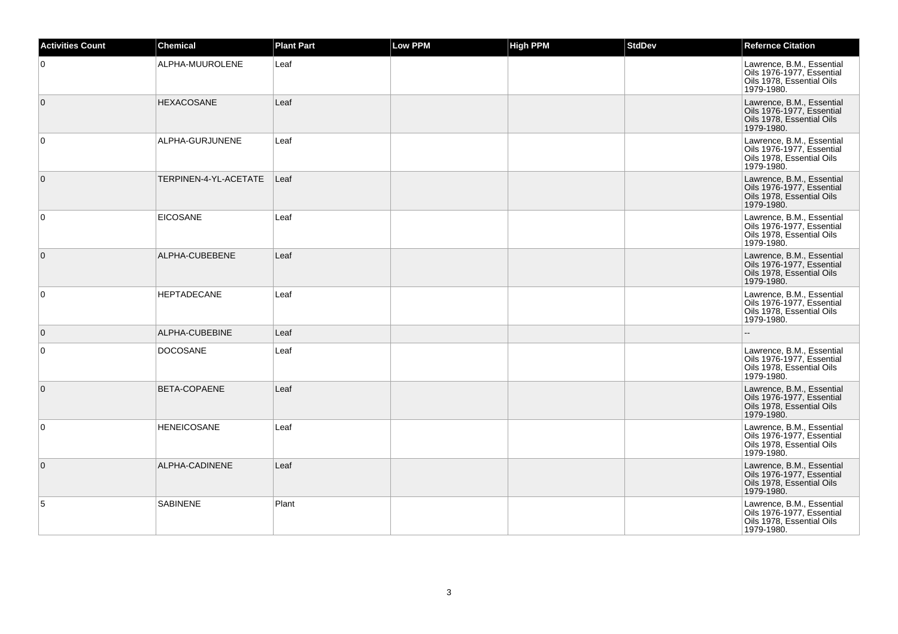| Activities Count | Chemical | Plant Part | Low PPM | High PPM | StdDev | Refernce Citation |
| --- | --- | --- | --- | --- | --- | --- |
| 0 | ALPHA-MUUROLENE | Leaf | | | | Lawrence, B.M., Essential Oils 1976-1977, Essential Oils 1978, Essential Oils 1979-1980. |
| 0 | HEXACOSANE | Leaf | | | | Lawrence, B.M., Essential Oils 1976-1977, Essential Oils 1978, Essential Oils 1979-1980. |
| 0 | ALPHA-GURJUNENE | Leaf | | | | Lawrence, B.M., Essential Oils 1976-1977, Essential Oils 1978, Essential Oils 1979-1980. |
| 0 | TERPINEN-4-YL-ACETATE | Leaf | | | | Lawrence, B.M., Essential Oils 1976-1977, Essential Oils 1978, Essential Oils 1979-1980. |
| 0 | EICOSANE | Leaf | | | | Lawrence, B.M., Essential Oils 1976-1977, Essential Oils 1978, Essential Oils 1979-1980. |
| 0 | ALPHA-CUBEBENE | Leaf | | | | Lawrence, B.M., Essential Oils 1976-1977, Essential Oils 1978, Essential Oils 1979-1980. |
| 0 | HEPTADECANE | Leaf | | | | Lawrence, B.M., Essential Oils 1976-1977, Essential Oils 1978, Essential Oils 1979-1980. |
| 0 | ALPHA-CUBEBINE | Leaf | | | | -- |
| 0 | DOCOSANE | Leaf | | | | Lawrence, B.M., Essential Oils 1976-1977, Essential Oils 1978, Essential Oils 1979-1980. |
| 0 | BETA-COPAENE | Leaf | | | | Lawrence, B.M., Essential Oils 1976-1977, Essential Oils 1978, Essential Oils 1979-1980. |
| 0 | HENEICOSANE | Leaf | | | | Lawrence, B.M., Essential Oils 1976-1977, Essential Oils 1978, Essential Oils 1979-1980. |
| 0 | ALPHA-CADINENE | Leaf | | | | Lawrence, B.M., Essential Oils 1976-1977, Essential Oils 1978, Essential Oils 1979-1980. |
| 5 | SABINENE | Plant | | | | Lawrence, B.M., Essential Oils 1976-1977, Essential Oils 1978, Essential Oils 1979-1980. |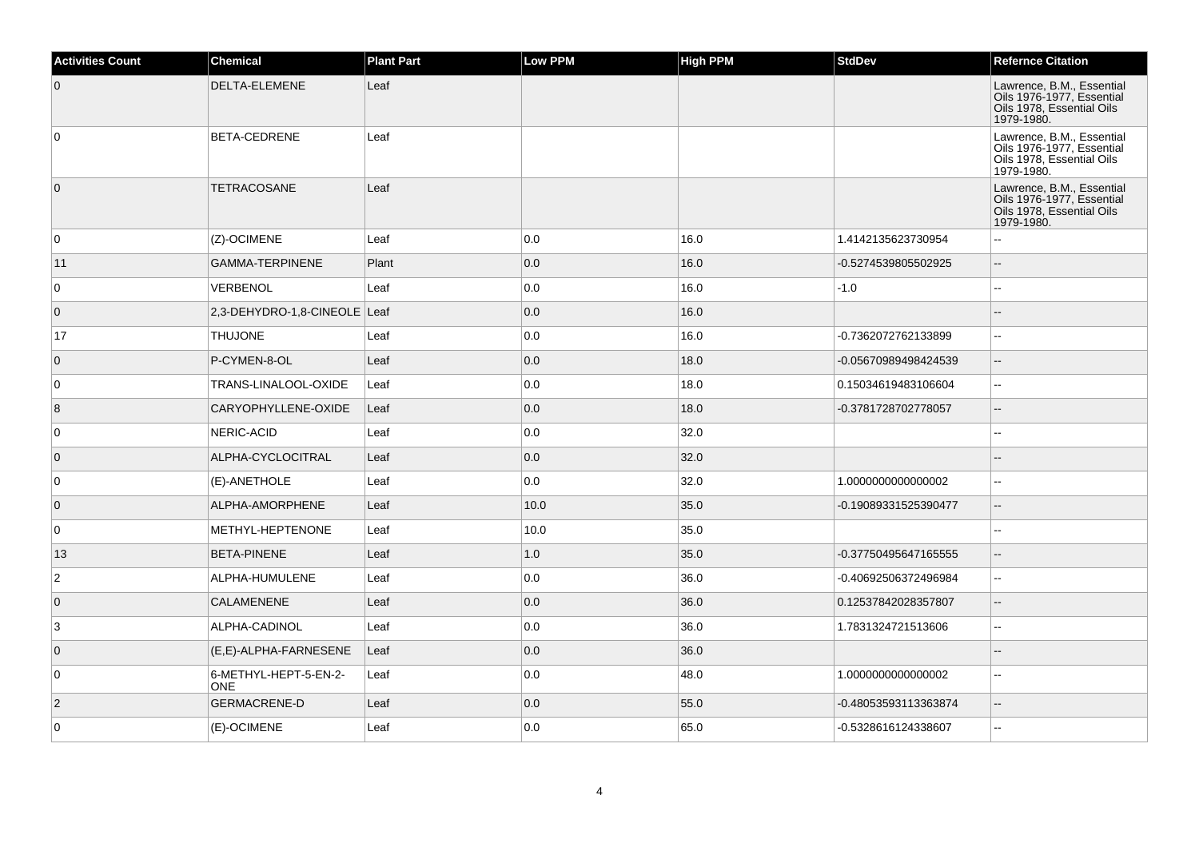| Activities Count | Chemical | Plant Part | Low PPM | High PPM | StdDev | Refernce Citation |
|---|---|---|---|---|---|---|
| 0 | DELTA-ELEMENE | Leaf | | | | Lawrence, B.M., Essential Oils 1976-1977, Essential Oils 1978, Essential Oils 1979-1980. |
| 0 | BETA-CEDRENE | Leaf | | | | Lawrence, B.M., Essential Oils 1976-1977, Essential Oils 1978, Essential Oils 1979-1980. |
| 0 | TETRACOSANE | Leaf | | | | Lawrence, B.M., Essential Oils 1976-1977, Essential Oils 1978, Essential Oils 1979-1980. |
| 0 | (Z)-OCIMENE | Leaf | 0.0 | 16.0 | 1.4142135623730954 | -- |
| 11 | GAMMA-TERPINENE | Plant | 0.0 | 16.0 | -0.5274539805502925 | -- |
| 0 | VERBENOL | Leaf | 0.0 | 16.0 | -1.0 | -- |
| 0 | 2,3-DEHYDRO-1,8-CINEOLE | Leaf | 0.0 | 16.0 | | -- |
| 17 | THUJONE | Leaf | 0.0 | 16.0 | -0.7362072762133899 | -- |
| 0 | P-CYMEN-8-OL | Leaf | 0.0 | 18.0 | -0.05670989498424539 | -- |
| 0 | TRANS-LINALOOL-OXIDE | Leaf | 0.0 | 18.0 | 0.15034619483106604 | -- |
| 8 | CARYOPHYLLENE-OXIDE | Leaf | 0.0 | 18.0 | -0.3781728702778057 | -- |
| 0 | NERIC-ACID | Leaf | 0.0 | 32.0 | | -- |
| 0 | ALPHA-CYCLOCITRAL | Leaf | 0.0 | 32.0 | | -- |
| 0 | (E)-ANETHOLE | Leaf | 0.0 | 32.0 | 1.0000000000000002 | -- |
| 0 | ALPHA-AMORPHENE | Leaf | 10.0 | 35.0 | -0.19089331525390477 | -- |
| 0 | METHYL-HEPTENONE | Leaf | 10.0 | 35.0 | | -- |
| 13 | BETA-PINENE | Leaf | 1.0 | 35.0 | -0.37750495647165555 | -- |
| 2 | ALPHA-HUMULENE | Leaf | 0.0 | 36.0 | -0.40692506372496984 | -- |
| 0 | CALAMENENE | Leaf | 0.0 | 36.0 | 0.12537842028357807 | -- |
| 3 | ALPHA-CADINOL | Leaf | 0.0 | 36.0 | 1.7831324721513606 | -- |
| 0 | (E,E)-ALPHA-FARNESENE | Leaf | 0.0 | 36.0 | | -- |
| 0 | 6-METHYL-HEPT-5-EN-2-ONE | Leaf | 0.0 | 48.0 | 1.0000000000000002 | -- |
| 2 | GERMACRENE-D | Leaf | 0.0 | 55.0 | -0.48053593113363874 | -- |
| 0 | (E)-OCIMENE | Leaf | 0.0 | 65.0 | -0.5328616124338607 | -- |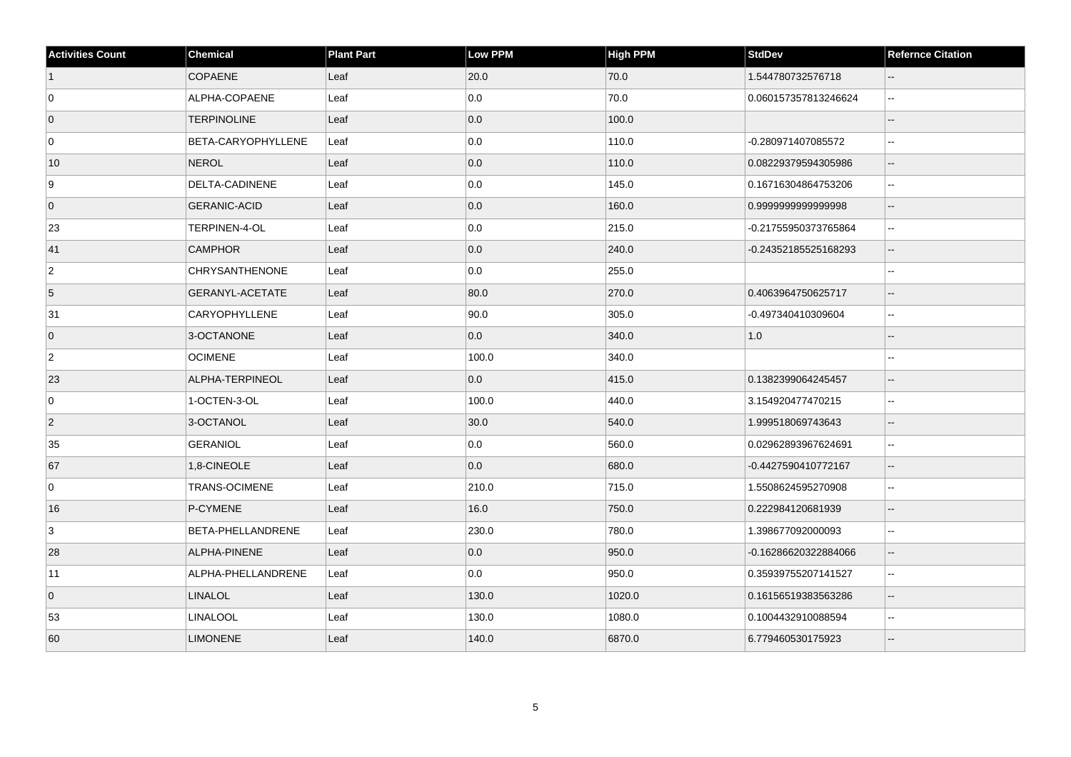| Activities Count | Chemical | Plant Part | Low PPM | High PPM | StdDev | Refernce Citation |
| --- | --- | --- | --- | --- | --- | --- |
| 1 | COPAENE | Leaf | 20.0 | 70.0 | 1.544780732576718 | -- |
| 0 | ALPHA-COPAENE | Leaf | 0.0 | 70.0 | 0.060157357813246624 | -- |
| 0 | TERPINOLINE | Leaf | 0.0 | 100.0 | | -- |
| 0 | BETA-CARYOPHYLLENE | Leaf | 0.0 | 110.0 | -0.280971407085572 | -- |
| 10 | NEROL | Leaf | 0.0 | 110.0 | 0.08229379594305986 | -- |
| 9 | DELTA-CADINENE | Leaf | 0.0 | 145.0 | 0.16716304864753206 | -- |
| 0 | GERANIC-ACID | Leaf | 0.0 | 160.0 | 0.9999999999999998 | -- |
| 23 | TERPINEN-4-OL | Leaf | 0.0 | 215.0 | -0.21755950373765864 | -- |
| 41 | CAMPHOR | Leaf | 0.0 | 240.0 | -0.24352185525168293 | -- |
| 2 | CHRYSANTHENONE | Leaf | 0.0 | 255.0 | | -- |
| 5 | GERANYL-ACETATE | Leaf | 80.0 | 270.0 | 0.4063964750625717 | -- |
| 31 | CARYOPHYLLENE | Leaf | 90.0 | 305.0 | -0.497340410309604 | -- |
| 0 | 3-OCTANONE | Leaf | 0.0 | 340.0 | 1.0 | -- |
| 2 | OCIMENE | Leaf | 100.0 | 340.0 | | -- |
| 23 | ALPHA-TERPINEOL | Leaf | 0.0 | 415.0 | 0.1382399064245457 | -- |
| 0 | 1-OCTEN-3-OL | Leaf | 100.0 | 440.0 | 3.154920477470215 | -- |
| 2 | 3-OCTANOL | Leaf | 30.0 | 540.0 | 1.999518069743643 | -- |
| 35 | GERANIOL | Leaf | 0.0 | 560.0 | 0.02962893967624691 | -- |
| 67 | 1,8-CINEOLE | Leaf | 0.0 | 680.0 | -0.4427590410772167 | -- |
| 0 | TRANS-OCIMENE | Leaf | 210.0 | 715.0 | 1.5508624595270908 | -- |
| 16 | P-CYMENE | Leaf | 16.0 | 750.0 | 0.222984120681939 | -- |
| 3 | BETA-PHELLANDRENE | Leaf | 230.0 | 780.0 | 1.398677092000093 | -- |
| 28 | ALPHA-PINENE | Leaf | 0.0 | 950.0 | -0.16286620322884066 | -- |
| 11 | ALPHA-PHELLANDRENE | Leaf | 0.0 | 950.0 | 0.35939755207141527 | -- |
| 0 | LINALOL | Leaf | 130.0 | 1020.0 | 0.16156519383563286 | -- |
| 53 | LINALOOL | Leaf | 130.0 | 1080.0 | 0.1004432910088594 | -- |
| 60 | LIMONENE | Leaf | 140.0 | 6870.0 | 6.779460530175923 | -- |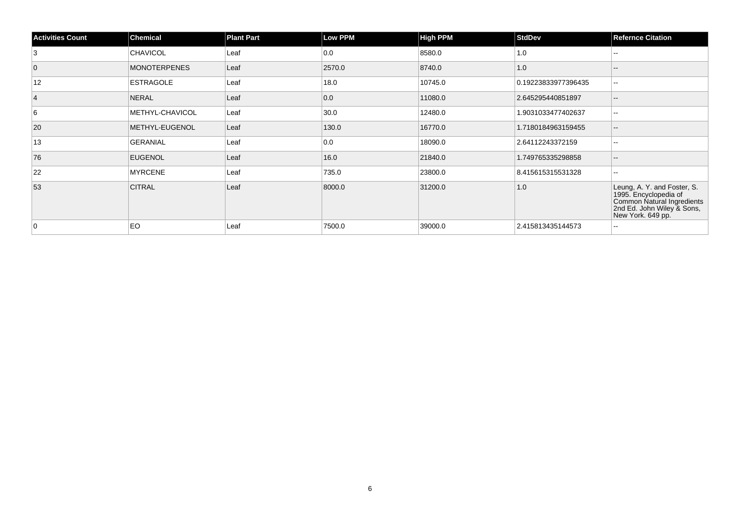| Activities Count | Chemical | Plant Part | Low PPM | High PPM | StdDev | Refernce Citation |
| --- | --- | --- | --- | --- | --- | --- |
| 3 | CHAVICOL | Leaf | 0.0 | 8580.0 | 1.0 | -- |
| 0 | MONOTERPENES | Leaf | 2570.0 | 8740.0 | 1.0 | -- |
| 12 | ESTRAGOLE | Leaf | 18.0 | 10745.0 | 0.19223833977396435 | -- |
| 4 | NERAL | Leaf | 0.0 | 11080.0 | 2.645295440851897 | -- |
| 6 | METHYL-CHAVICOL | Leaf | 30.0 | 12480.0 | 1.9031033477402637 | -- |
| 20 | METHYL-EUGENOL | Leaf | 130.0 | 16770.0 | 1.7180184963159455 | -- |
| 13 | GERANIAL | Leaf | 0.0 | 18090.0 | 2.64112243372159 | -- |
| 76 | EUGENOL | Leaf | 16.0 | 21840.0 | 1.749765335298858 | -- |
| 22 | MYRCENE | Leaf | 735.0 | 23800.0 | 8.415615315531328 | -- |
| 53 | CITRAL | Leaf | 8000.0 | 31200.0 | 1.0 | Leung, A. Y. and Foster, S. 1995. Encyclopedia of Common Natural Ingredients 2nd Ed. John Wiley & Sons, New York. 649 pp. |
| 0 | EO | Leaf | 7500.0 | 39000.0 | 2.415813435144573 | -- |